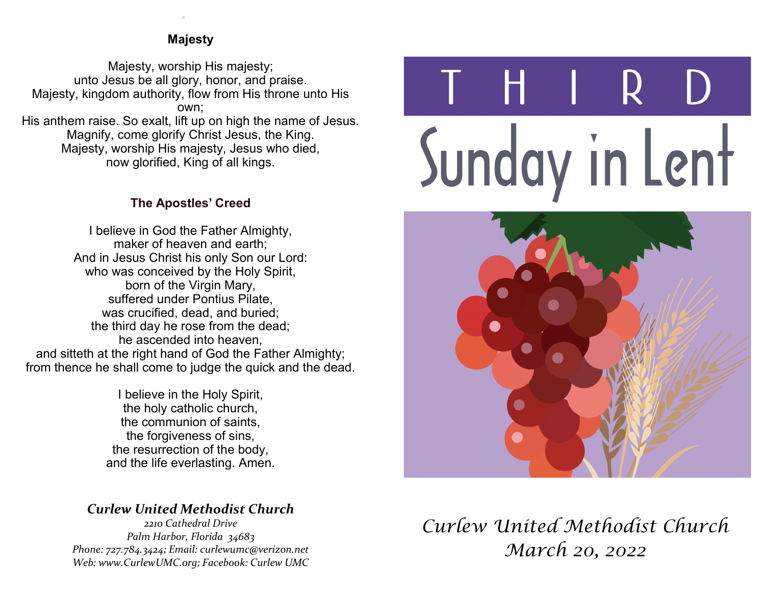## Majesty

Majesty, worship His majesty;
unto Jesus be all glory, honor, and praise.
Majesty, kingdom authority, flow from His throne unto His own;
His anthem raise. So exalt, lift up on high the name of Jesus.
Magnify, come glorify Christ Jesus, the King.
Majesty, worship His majesty, Jesus who died,
now glorified, King of all kings.

## The Apostles' Creed

I believe in God the Father Almighty,
maker of heaven and earth;
And in Jesus Christ his only Son our Lord:
who was conceived by the Holy Spirit,
born of the Virgin Mary,
suffered under Pontius Pilate,
was crucified, dead, and buried;
the third day he rose from the dead;
he ascended into heaven,
and sitteth at the right hand of God the Father Almighty;
from thence he shall come to judge the quick and the dead.

I believe in the Holy Spirit,
the holy catholic church,
the communion of saints,
the forgiveness of sins,
the resurrection of the body,
and the life everlasting. Amen.

***Curlew United Methodist Church***

*2210 Cathedral Drive*
*Palm Harbor, Florida 34683*
*Phone: 727.784.3424; Email: curlewumc@verizon.net*
*Web: www.CurlewUMC.org; Facebook: Curlew UMC*

# THIRD Sunday in Lent

*Curlew United Methodist Church*
*March 20, 2022*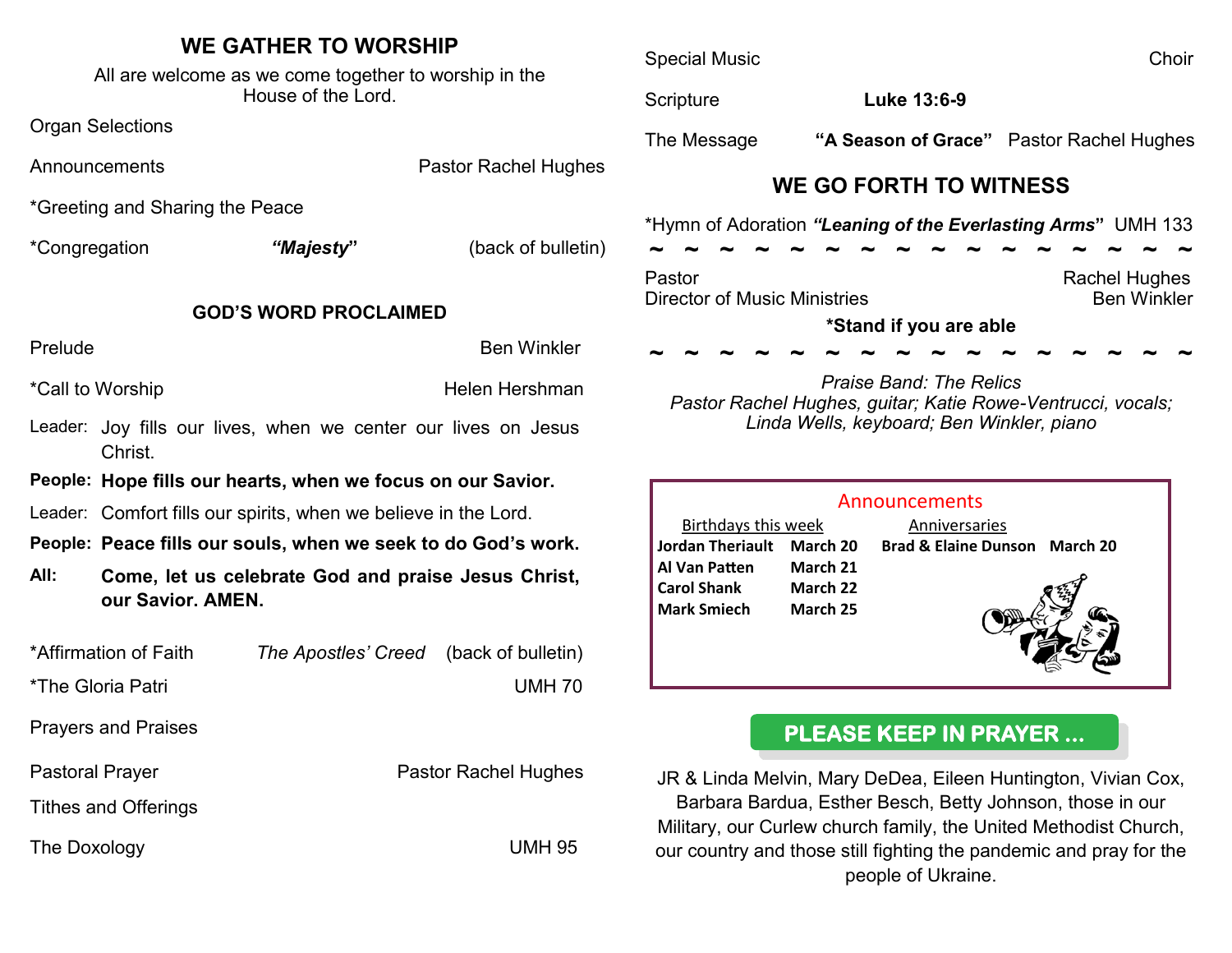## WE GATHER TO WORSHIP

All are welcome as we come together to worship in the House of the Lord.

Organ Selections

Announcements — Pastor Rachel Hughes

*Greeting and Sharing the Peace

*Congregation — ***"Majesty"*** — (back of bulletin)

### GOD'S WORD PROCLAIMED

Prelude — Ben Winkler

*Call to Worship — Helen Hershman

Leader: Joy fills our lives, when we center our lives on Jesus Christ.

**People: Hope fills our hearts, when we focus on our Savior.**

Leader: Comfort fills our spirits, when we believe in the Lord.

**People: Peace fills our souls, when we seek to do God's work.**

**All: Come, let us celebrate God and praise Jesus Christ, our Savior. AMEN.**

*Affirmation of Faith — *The Apostles' Creed* — (back of bulletin)

*The Gloria Patri — UMH 70

Prayers and Praises

Pastoral Prayer — Pastor Rachel Hughes

Tithes and Offerings

The Doxology — UMH 95

Special Music — Choir

Scripture — **Luke 13:6-9**

The Message — **"A Season of Grace"** — Pastor Rachel Hughes

## WE GO FORTH TO WITNESS

*Hymn of Adoration ***"Leaning of the Everlasting Arms"*** UMH 133

~ ~ ~ ~ ~ ~ ~ ~ ~ ~ ~ ~ ~ ~ ~ ~

Pastor — Rachel Hughes
Director of Music Ministries — Ben Winkler

***Stand if you are able**

~ ~ ~ ~ ~ ~ ~ ~ ~ ~ ~ ~ ~ ~ ~ ~

*Praise Band: The Relics*
*Pastor Rachel Hughes, guitar; Katie Rowe-Ventrucci, vocals; Linda Wells, keyboard; Ben Winkler, piano*

### Announcements

| Birthdays this week | | Anniversaries | |
|---|---|---|---|
| **Jordan Theriault** | **March 20** | **Brad & Elaine Dunson** | **March 20** |
| **Al Van Patten** | **March 21** | | |
| **Carol Shank** | **March 22** | | |
| **Mark Smiech** | **March 25** | | |

### PLEASE KEEP IN PRAYER ...

JR & Linda Melvin, Mary DeDea, Eileen Huntington, Vivian Cox, Barbara Bardua, Esther Besch, Betty Johnson, those in our Military, our Curlew church family, the United Methodist Church, our country and those still fighting the pandemic and pray for the people of Ukraine.